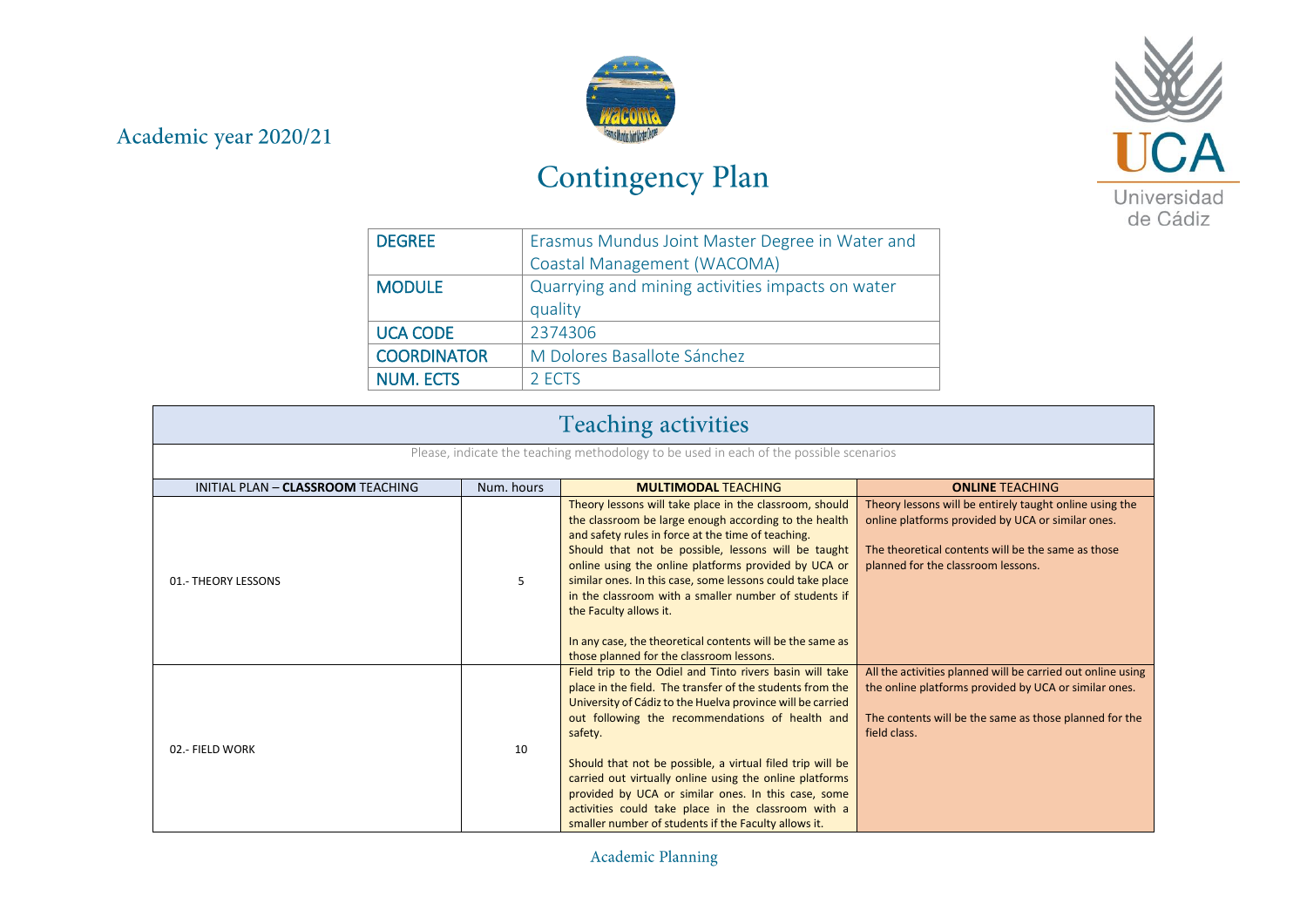Academic year 2020/21

# Contingency Plan

| DEGREE | Erasmus Mundus Joint Master Degree in Water and Coastal Management (WACOMA) |
|---|---|
| MODULE | Quarrying and mining activities impacts on water quality |
| UCA CODE | 2374306 |
| COORDINATOR | M Dolores Basallote Sánchez |
| NUM. ECTS | 2 ECTS |

## Teaching activities

Please, indicate the teaching methodology to be used in each of the possible scenarios

| INITIAL PLAN – **CLASSROOM** TEACHING | Num. hours | **MULTIMODAL** TEACHING | **ONLINE** TEACHING |
|---|---|---|---|
| 01.- THEORY LESSONS | 5 | Theory lessons will take place in the classroom, should the classroom be large enough according to the health and safety rules in force at the time of teaching.<br>Should that not be possible, lessons will be taught online using the online platforms provided by UCA or similar ones. In this case, some lessons could take place in the classroom with a smaller number of students if the Faculty allows it.<br><br>In any case, the theoretical contents will be the same as those planned for the classroom lessons. | Theory lessons will be entirely taught online using the online platforms provided by UCA or similar ones.<br><br>The theoretical contents will be the same as those planned for the classroom lessons. |
| 02.- FIELD WORK | 10 | Field trip to the Odiel and Tinto rivers basin will take place in the field. The transfer of the students from the University of Cádiz to the Huelva province will be carried out following the recommendations of health and safety.<br><br>Should that not be possible, a virtual filed trip will be carried out virtually online using the online platforms provided by UCA or similar ones. In this case, some activities could take place in the classroom with a smaller number of students if the Faculty allows it. | All the activities planned will be carried out online using the online platforms provided by UCA or similar ones.<br><br>The contents will be the same as those planned for the field class. |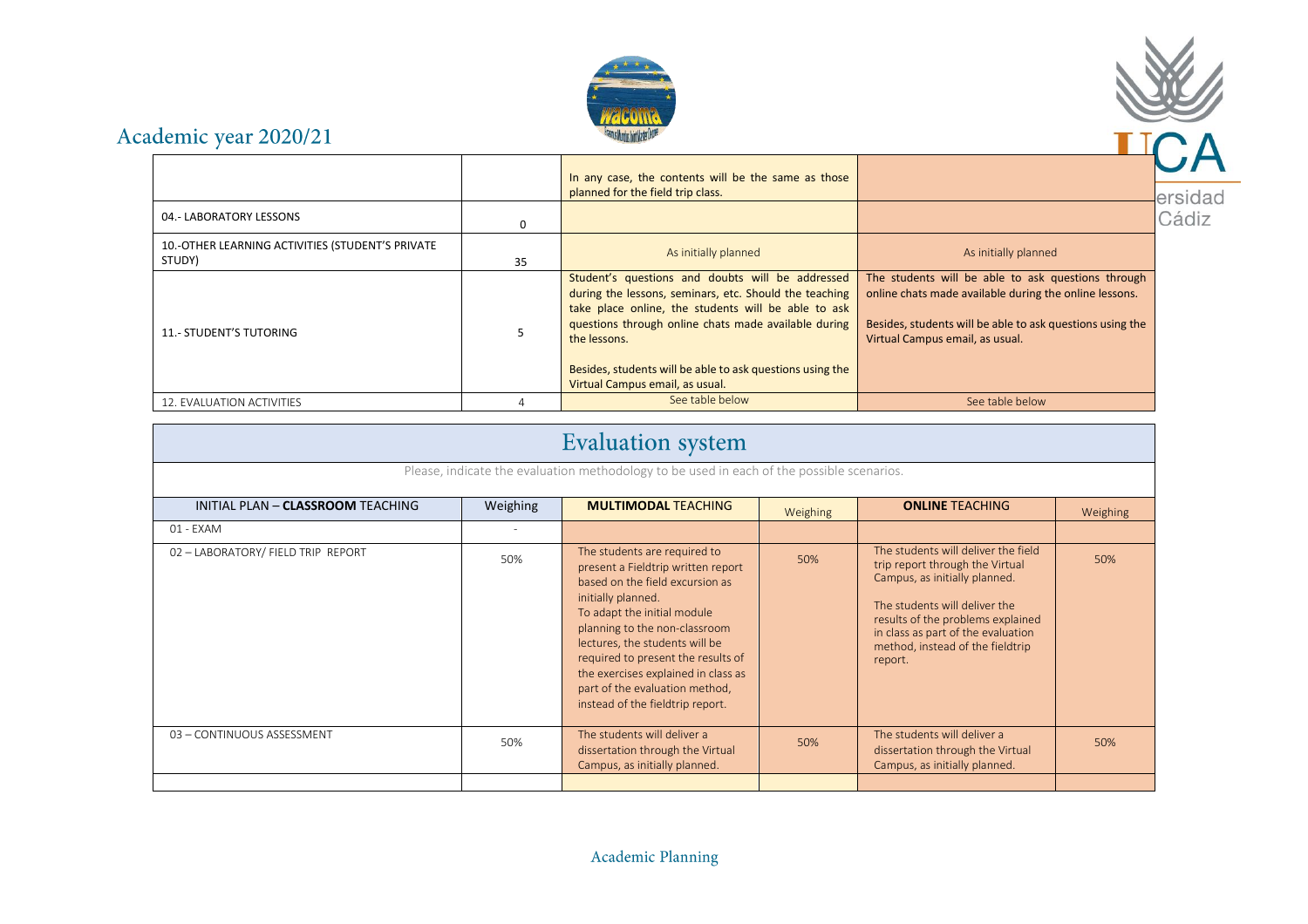| | | | |
|---|---|---|---|
| | | In any case, the contents will be the same as those planned for the field trip class. | |
| 04.- LABORATORY LESSONS | 0 | | |
| 10.-OTHER LEARNING ACTIVITIES (STUDENT'S PRIVATE STUDY) | 35 | As initially planned | As initially planned |
| 11.- STUDENT'S TUTORING | 5 | Student's questions and doubts will be addressed during the lessons, seminars, etc. Should the teaching take place online, the students will be able to ask questions through online chats made available during the lessons.<br><br>Besides, students will be able to ask questions using the Virtual Campus email, as usual. | The students will be able to ask questions through online chats made available during the online lessons.<br><br>Besides, students will be able to ask questions using the Virtual Campus email, as usual. |
| 12. EVALUATION ACTIVITIES | 4 | See table below | See table below |

## Evaluation system

Please, indicate the evaluation methodology to be used in each of the possible scenarios.

| INITIAL PLAN – **CLASSROOM** TEACHING | Weighing | **MULTIMODAL** TEACHING | Weighing | **ONLINE** TEACHING | Weighing |
|---|---|---|---|---|---|
| 01 - EXAM | - | | | | |
| 02 – LABORATORY/ FIELD TRIP REPORT | 50% | The students are required to present a Fieldtrip written report based on the field excursion as initially planned.<br>To adapt the initial module planning to the non-classroom lectures, the students will be required to present the results of the exercises explained in class as part of the evaluation method, instead of the fieldtrip report. | 50% | The students will deliver the field trip report through the Virtual Campus, as initially planned.<br><br>The students will deliver the results of the problems explained in class as part of the evaluation method, instead of the fieldtrip report. | 50% |
| 03 – CONTINUOUS ASSESSMENT | 50% | The students will deliver a dissertation through the Virtual Campus, as initially planned. | 50% | The students will deliver a dissertation through the Virtual Campus, as initially planned. | 50% |
| | | | | | |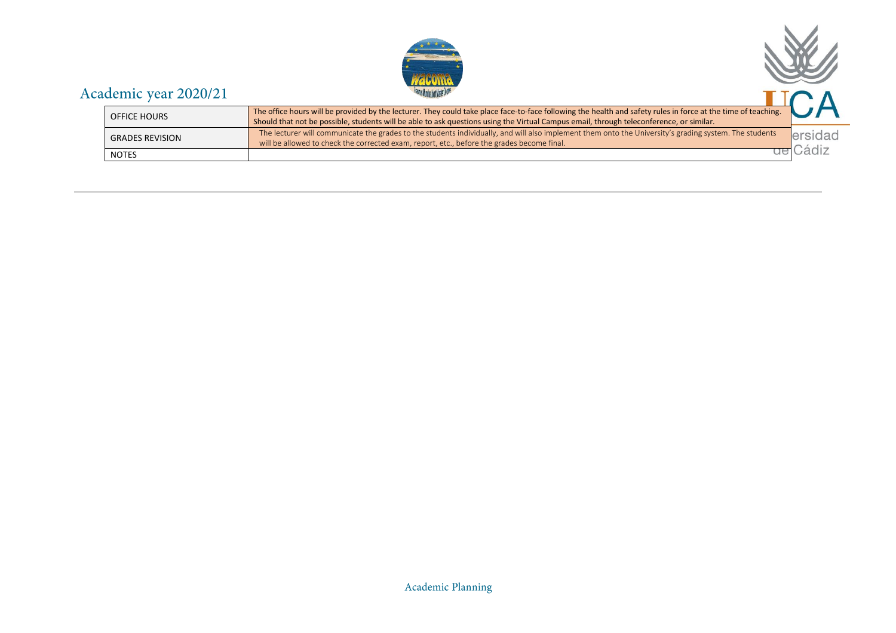| | |
|---|---|
| OFFICE HOURS | The office hours will be provided by the lecturer. They could take place face-to-face following the health and safety rules in force at the time of teaching. Should that not be possible, students will be able to ask questions using the Virtual Campus email, through teleconference, or similar. |
| GRADES REVISION | The lecturer will communicate the grades to the students individually, and will also implement them onto the University's grading system. The students will be allowed to check the corrected exam, report, etc., before the grades become final. |
| NOTES | |